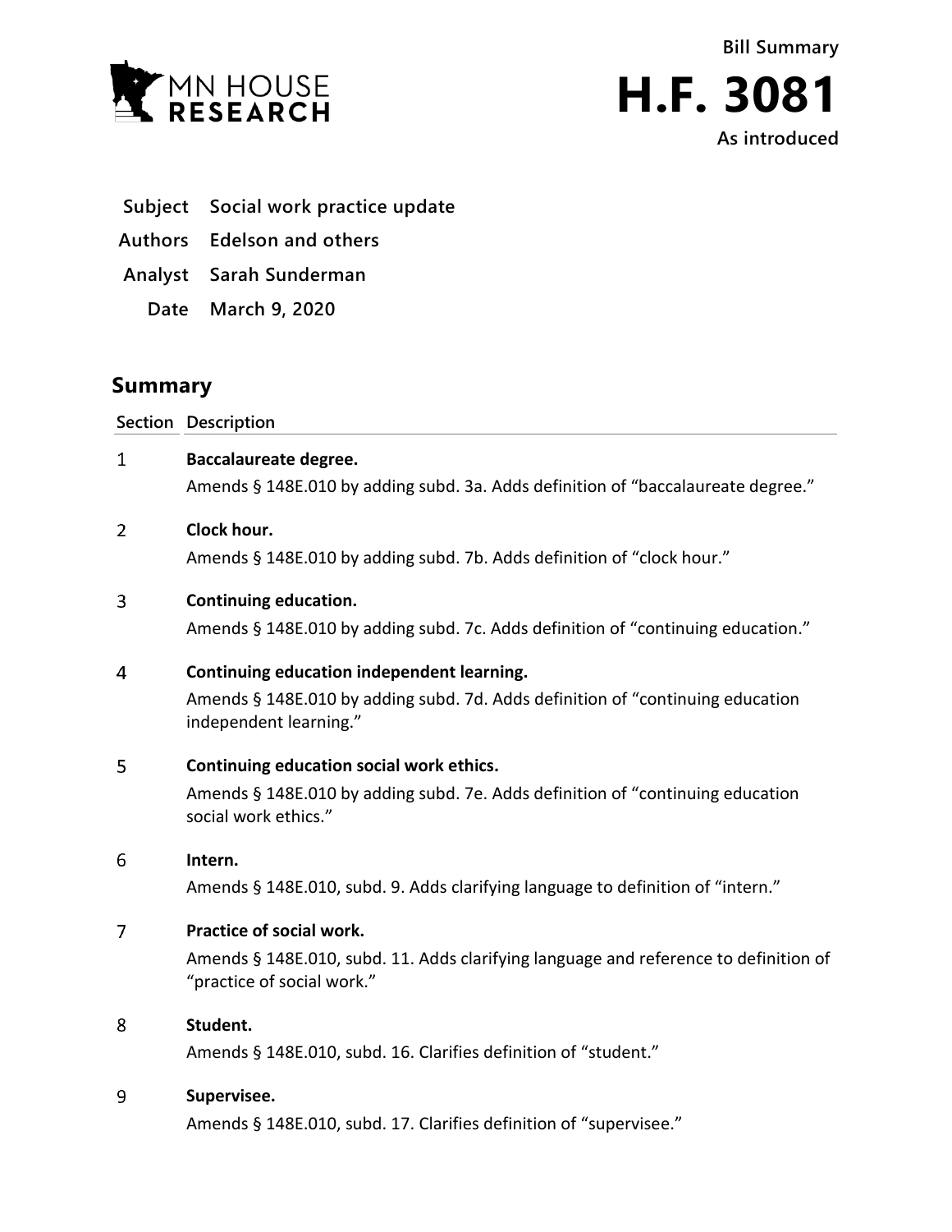MN HOUSE RESEARCH

**Bill Summary**

# H.F. 3081

**As introduced**

| | |
|---|---|
| **Subject** | Social work practice update |
| **Authors** | Edelson and others |
| **Analyst** | Sarah Sunderman |
| **Date** | March 9, 2020 |

## Summary

| Section | Description |
|---|---|
| 1 | **Baccalaureate degree.**<br>Amends § 148E.010 by adding subd. 3a. Adds definition of "baccalaureate degree." |
| 2 | **Clock hour.**<br>Amends § 148E.010 by adding subd. 7b. Adds definition of "clock hour." |
| 3 | **Continuing education.**<br>Amends § 148E.010 by adding subd. 7c. Adds definition of "continuing education." |
| 4 | **Continuing education independent learning.**<br>Amends § 148E.010 by adding subd. 7d. Adds definition of "continuing education independent learning." |
| 5 | **Continuing education social work ethics.**<br>Amends § 148E.010 by adding subd. 7e. Adds definition of "continuing education social work ethics." |
| 6 | **Intern.**<br>Amends § 148E.010, subd. 9. Adds clarifying language to definition of "intern." |
| 7 | **Practice of social work.**<br>Amends § 148E.010, subd. 11. Adds clarifying language and reference to definition of "practice of social work." |
| 8 | **Student.**<br>Amends § 148E.010, subd. 16. Clarifies definition of "student." |
| 9 | **Supervisee.**<br>Amends § 148E.010, subd. 17. Clarifies definition of "supervisee." |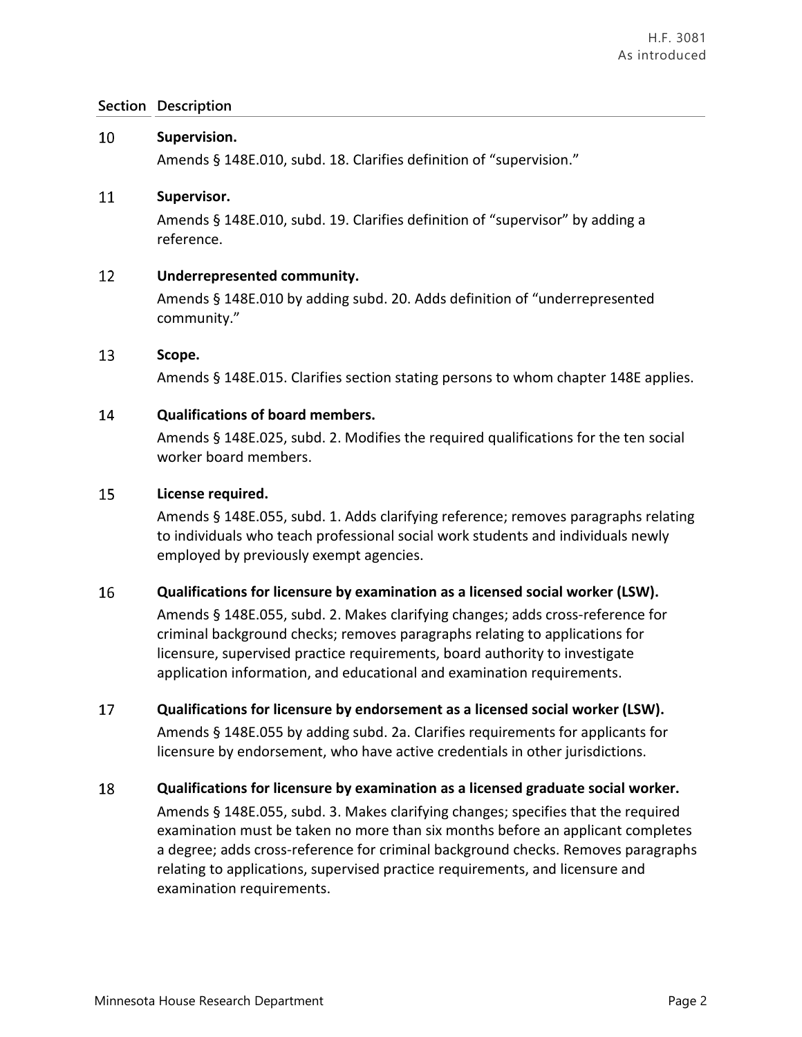| Section | Description |
|---|---|
| 10 | **Supervision.**<br>Amends § 148E.010, subd. 18. Clarifies definition of "supervision." |
| 11 | **Supervisor.**<br>Amends § 148E.010, subd. 19. Clarifies definition of "supervisor" by adding a reference. |
| 12 | **Underrepresented community.**<br>Amends § 148E.010 by adding subd. 20. Adds definition of "underrepresented community." |
| 13 | **Scope.**<br>Amends § 148E.015. Clarifies section stating persons to whom chapter 148E applies. |
| 14 | **Qualifications of board members.**<br>Amends § 148E.025, subd. 2. Modifies the required qualifications for the ten social worker board members. |
| 15 | **License required.**<br>Amends § 148E.055, subd. 1. Adds clarifying reference; removes paragraphs relating to individuals who teach professional social work students and individuals newly employed by previously exempt agencies. |
| 16 | **Qualifications for licensure by examination as a licensed social worker (LSW).**<br>Amends § 148E.055, subd. 2. Makes clarifying changes; adds cross-reference for criminal background checks; removes paragraphs relating to applications for licensure, supervised practice requirements, board authority to investigate application information, and educational and examination requirements. |
| 17 | **Qualifications for licensure by endorsement as a licensed social worker (LSW).**<br>Amends § 148E.055 by adding subd. 2a. Clarifies requirements for applicants for licensure by endorsement, who have active credentials in other jurisdictions. |
| 18 | **Qualifications for licensure by examination as a licensed graduate social worker.**<br>Amends § 148E.055, subd. 3. Makes clarifying changes; specifies that the required examination must be taken no more than six months before an applicant completes a degree; adds cross-reference for criminal background checks. Removes paragraphs relating to applications, supervised practice requirements, and licensure and examination requirements. |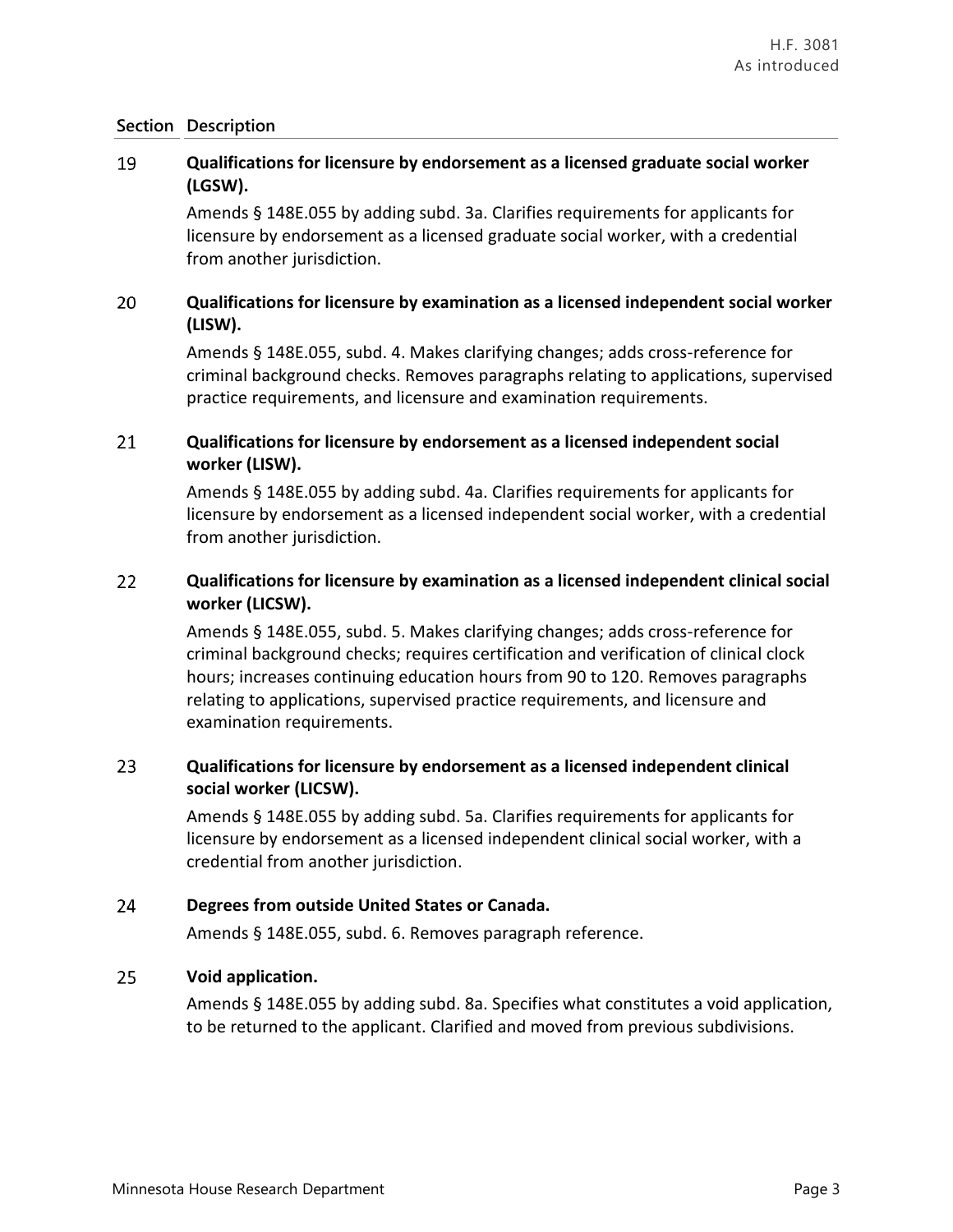| Section | Description |
|---|---|
| 19 | **Qualifications for licensure by endorsement as a licensed graduate social worker (LGSW).** Amends § 148E.055 by adding subd. 3a. Clarifies requirements for applicants for licensure by endorsement as a licensed graduate social worker, with a credential from another jurisdiction. |
| 20 | **Qualifications for licensure by examination as a licensed independent social worker (LISW).** Amends § 148E.055, subd. 4. Makes clarifying changes; adds cross-reference for criminal background checks. Removes paragraphs relating to applications, supervised practice requirements, and licensure and examination requirements. |
| 21 | **Qualifications for licensure by endorsement as a licensed independent social worker (LISW).** Amends § 148E.055 by adding subd. 4a. Clarifies requirements for applicants for licensure by endorsement as a licensed independent social worker, with a credential from another jurisdiction. |
| 22 | **Qualifications for licensure by examination as a licensed independent clinical social worker (LICSW).** Amends § 148E.055, subd. 5. Makes clarifying changes; adds cross-reference for criminal background checks; requires certification and verification of clinical clock hours; increases continuing education hours from 90 to 120. Removes paragraphs relating to applications, supervised practice requirements, and licensure and examination requirements. |
| 23 | **Qualifications for licensure by endorsement as a licensed independent clinical social worker (LICSW).** Amends § 148E.055 by adding subd. 5a. Clarifies requirements for applicants for licensure by endorsement as a licensed independent clinical social worker, with a credential from another jurisdiction. |
| 24 | **Degrees from outside United States or Canada.** Amends § 148E.055, subd. 6. Removes paragraph reference. |
| 25 | **Void application.** Amends § 148E.055 by adding subd. 8a. Specifies what constitutes a void application, to be returned to the applicant. Clarified and moved from previous subdivisions. |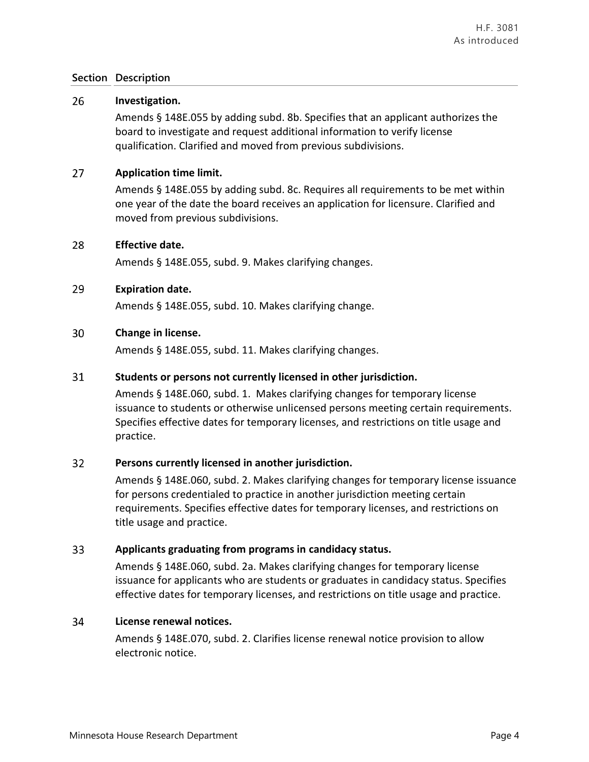| Section | Description |
|---|---|
| 26 | **Investigation.** Amends § 148E.055 by adding subd. 8b. Specifies that an applicant authorizes the board to investigate and request additional information to verify license qualification. Clarified and moved from previous subdivisions. |
| 27 | **Application time limit.** Amends § 148E.055 by adding subd. 8c. Requires all requirements to be met within one year of the date the board receives an application for licensure. Clarified and moved from previous subdivisions. |
| 28 | **Effective date.** Amends § 148E.055, subd. 9. Makes clarifying changes. |
| 29 | **Expiration date.** Amends § 148E.055, subd. 10. Makes clarifying change. |
| 30 | **Change in license.** Amends § 148E.055, subd. 11. Makes clarifying changes. |
| 31 | **Students or persons not currently licensed in other jurisdiction.** Amends § 148E.060, subd. 1. Makes clarifying changes for temporary license issuance to students or otherwise unlicensed persons meeting certain requirements. Specifies effective dates for temporary licenses, and restrictions on title usage and practice. |
| 32 | **Persons currently licensed in another jurisdiction.** Amends § 148E.060, subd. 2. Makes clarifying changes for temporary license issuance for persons credentialed to practice in another jurisdiction meeting certain requirements. Specifies effective dates for temporary licenses, and restrictions on title usage and practice. |
| 33 | **Applicants graduating from programs in candidacy status.** Amends § 148E.060, subd. 2a. Makes clarifying changes for temporary license issuance for applicants who are students or graduates in candidacy status. Specifies effective dates for temporary licenses, and restrictions on title usage and practice. |
| 34 | **License renewal notices.** Amends § 148E.070, subd. 2. Clarifies license renewal notice provision to allow electronic notice. |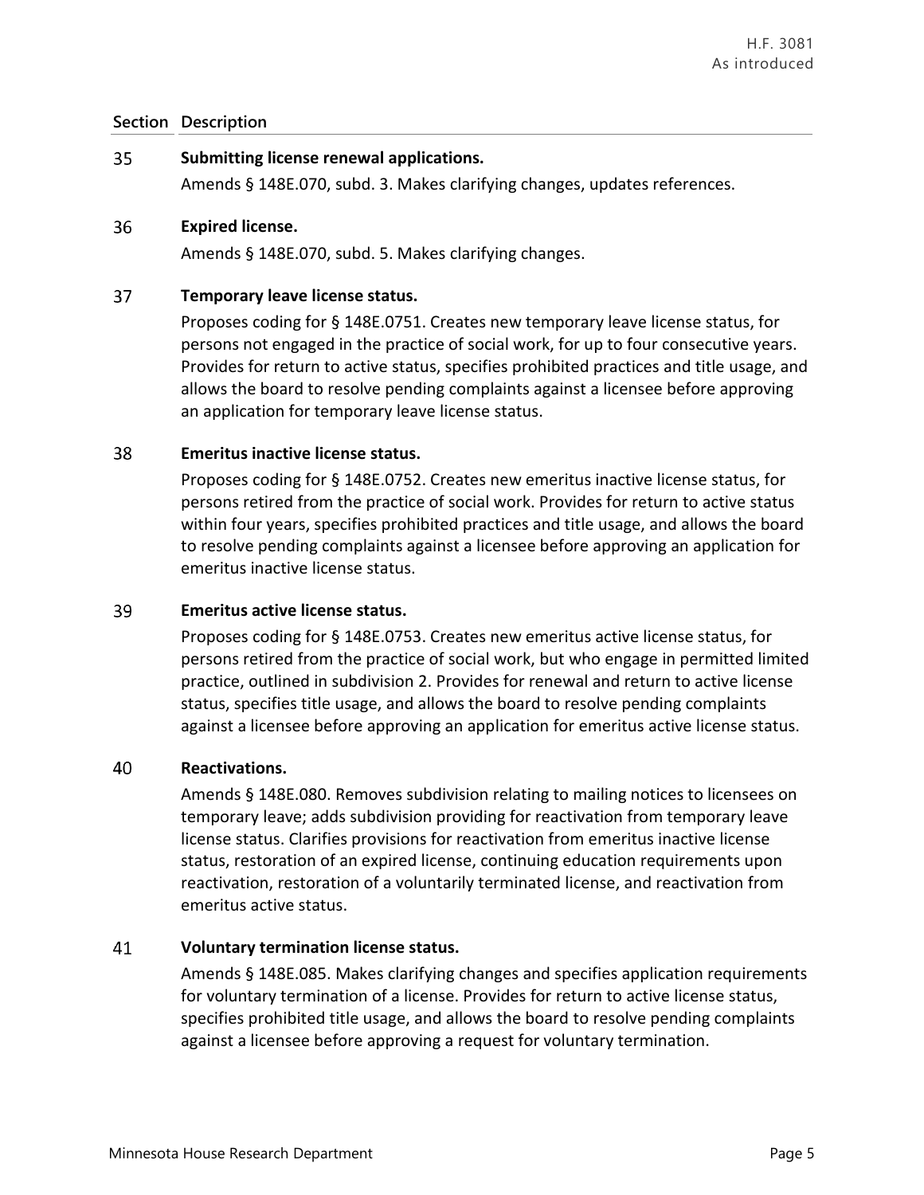| Section | Description |
|---|---|
| 35 | **Submitting license renewal applications.**<br>Amends § 148E.070, subd. 3. Makes clarifying changes, updates references. |
| 36 | **Expired license.**<br>Amends § 148E.070, subd. 5. Makes clarifying changes. |
| 37 | **Temporary leave license status.**<br>Proposes coding for § 148E.0751. Creates new temporary leave license status, for persons not engaged in the practice of social work, for up to four consecutive years. Provides for return to active status, specifies prohibited practices and title usage, and allows the board to resolve pending complaints against a licensee before approving an application for temporary leave license status. |
| 38 | **Emeritus inactive license status.**<br>Proposes coding for § 148E.0752. Creates new emeritus inactive license status, for persons retired from the practice of social work. Provides for return to active status within four years, specifies prohibited practices and title usage, and allows the board to resolve pending complaints against a licensee before approving an application for emeritus inactive license status. |
| 39 | **Emeritus active license status.**<br>Proposes coding for § 148E.0753. Creates new emeritus active license status, for persons retired from the practice of social work, but who engage in permitted limited practice, outlined in subdivision 2. Provides for renewal and return to active license status, specifies title usage, and allows the board to resolve pending complaints against a licensee before approving an application for emeritus active license status. |
| 40 | **Reactivations.**<br>Amends § 148E.080. Removes subdivision relating to mailing notices to licensees on temporary leave; adds subdivision providing for reactivation from temporary leave license status. Clarifies provisions for reactivation from emeritus inactive license status, restoration of an expired license, continuing education requirements upon reactivation, restoration of a voluntarily terminated license, and reactivation from emeritus active status. |
| 41 | **Voluntary termination license status.**<br>Amends § 148E.085. Makes clarifying changes and specifies application requirements for voluntary termination of a license. Provides for return to active license status, specifies prohibited title usage, and allows the board to resolve pending complaints against a licensee before approving a request for voluntary termination. |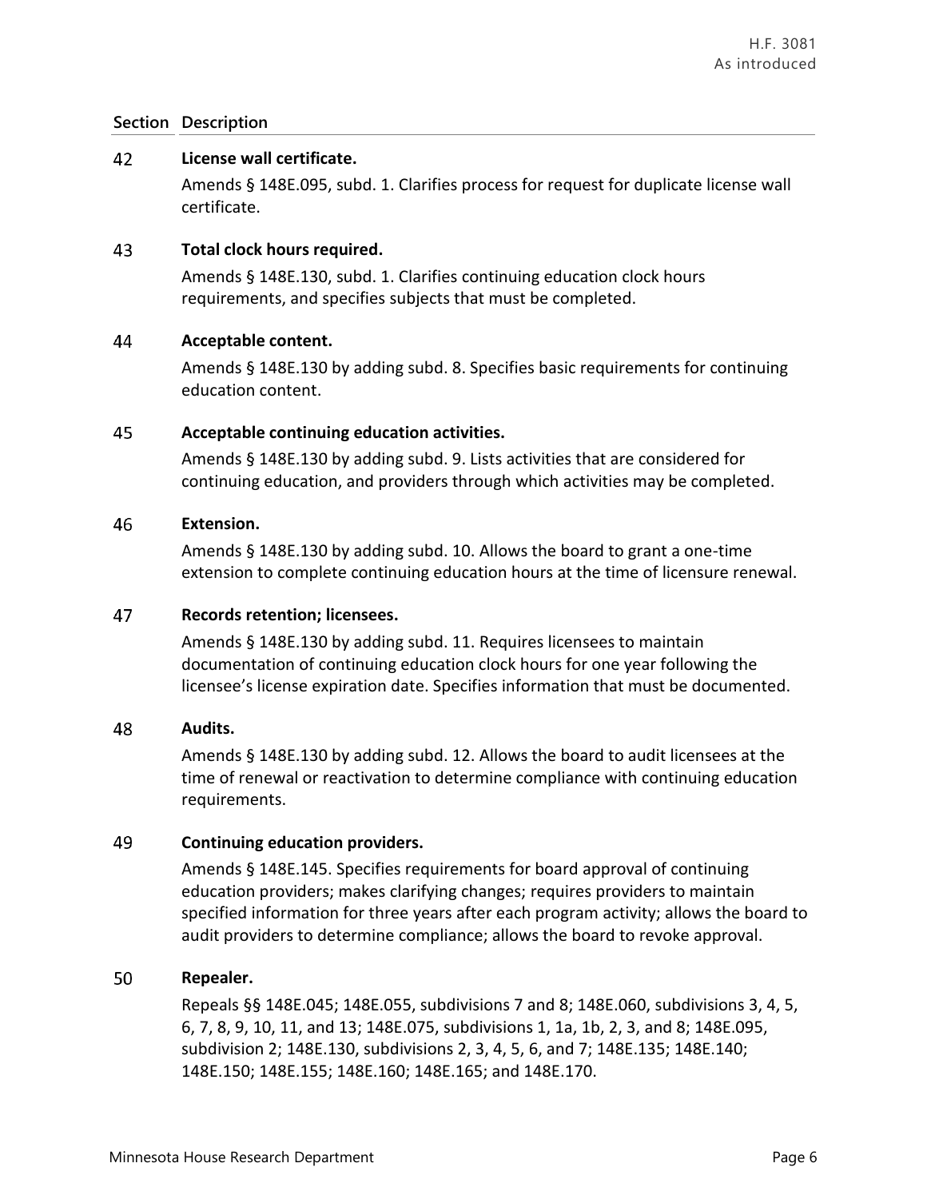| Section | Description |
|---|---|
| 42 | **License wall certificate.**<br>Amends § 148E.095, subd. 1. Clarifies process for request for duplicate license wall certificate. |
| 43 | **Total clock hours required.**<br>Amends § 148E.130, subd. 1. Clarifies continuing education clock hours requirements, and specifies subjects that must be completed. |
| 44 | **Acceptable content.**<br>Amends § 148E.130 by adding subd. 8. Specifies basic requirements for continuing education content. |
| 45 | **Acceptable continuing education activities.**<br>Amends § 148E.130 by adding subd. 9. Lists activities that are considered for continuing education, and providers through which activities may be completed. |
| 46 | **Extension.**<br>Amends § 148E.130 by adding subd. 10. Allows the board to grant a one-time extension to complete continuing education hours at the time of licensure renewal. |
| 47 | **Records retention; licensees.**<br>Amends § 148E.130 by adding subd. 11. Requires licensees to maintain documentation of continuing education clock hours for one year following the licensee's license expiration date. Specifies information that must be documented. |
| 48 | **Audits.**<br>Amends § 148E.130 by adding subd. 12. Allows the board to audit licensees at the time of renewal or reactivation to determine compliance with continuing education requirements. |
| 49 | **Continuing education providers.**<br>Amends § 148E.145. Specifies requirements for board approval of continuing education providers; makes clarifying changes; requires providers to maintain specified information for three years after each program activity; allows the board to audit providers to determine compliance; allows the board to revoke approval. |
| 50 | **Repealer.**<br>Repeals §§ 148E.045; 148E.055, subdivisions 7 and 8; 148E.060, subdivisions 3, 4, 5, 6, 7, 8, 9, 10, 11, and 13; 148E.075, subdivisions 1, 1a, 1b, 2, 3, and 8; 148E.095, subdivision 2; 148E.130, subdivisions 2, 3, 4, 5, 6, and 7; 148E.135; 148E.140; 148E.150; 148E.155; 148E.160; 148E.165; and 148E.170. |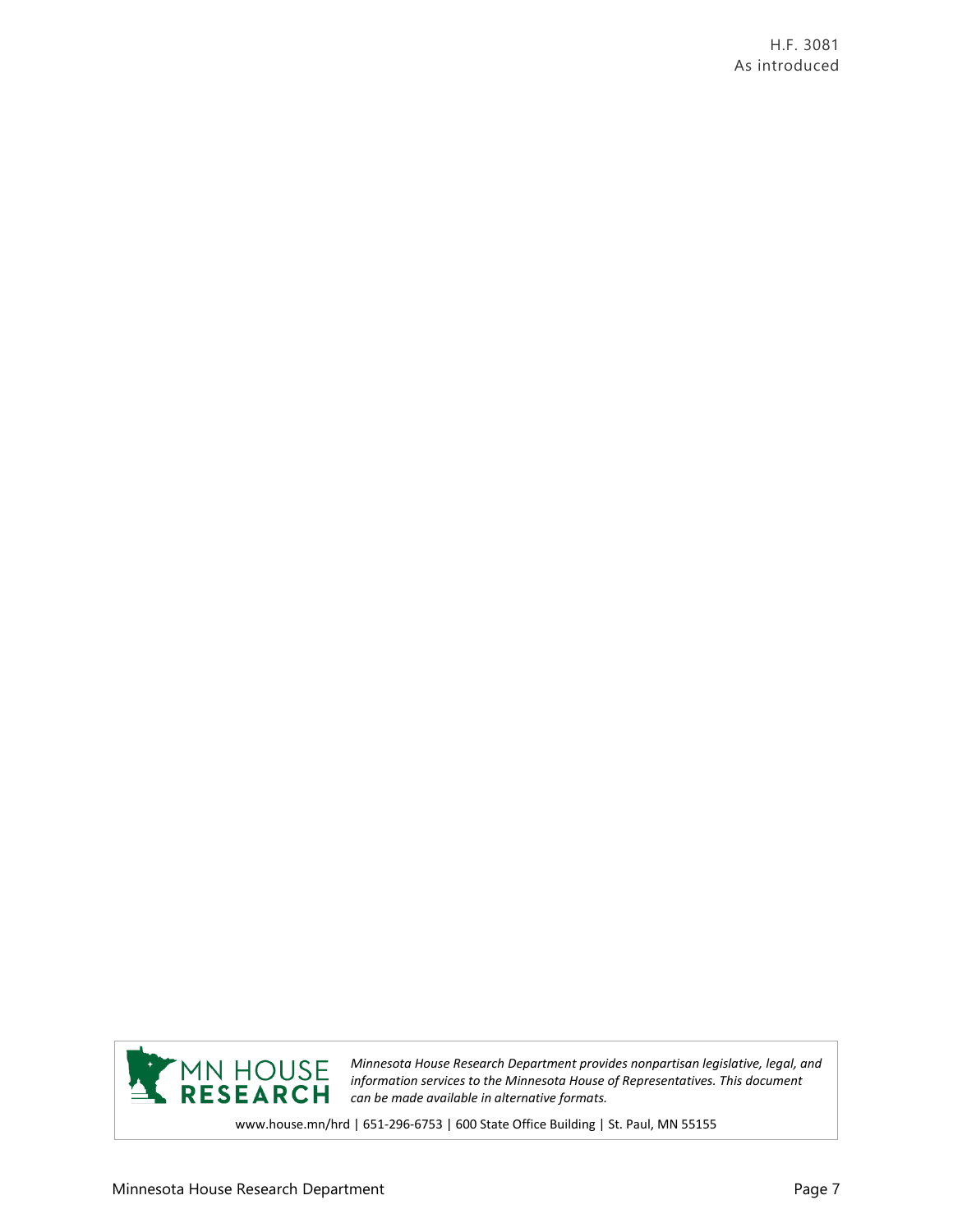MN HOUSE RESEARCH

*Minnesota House Research Department provides nonpartisan legislative, legal, and information services to the Minnesota House of Representatives. This document can be made available in alternative formats.*

www.house.mn/hrd | 651-296-6753 | 600 State Office Building | St. Paul, MN 55155